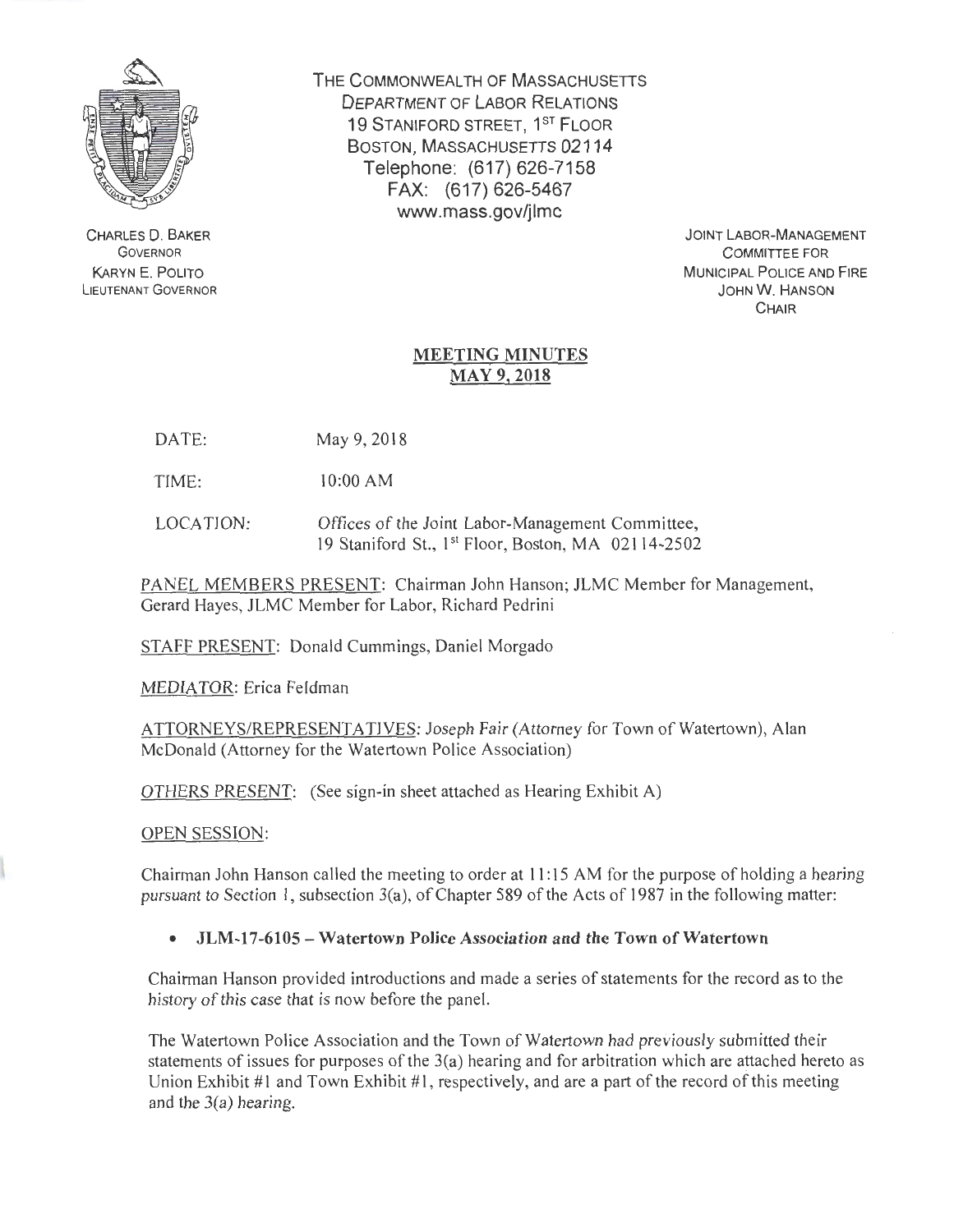THE COMMONWEALTH OF MASSACHUSETTS
DEPARTMENT OF LABOR RELATIONS
19 STANIFORD STREET, 1ST FLOOR
BOSTON, MASSACHUSETTS 02114
Telephone: (617) 626-7158
FAX: (617) 626-5467
www.mass.gov/jlmc

CHARLES D. BAKER
GOVERNOR
KARYN E. POLITO
LIEUTENANT GOVERNOR

JOINT LABOR-MANAGEMENT
COMMITTEE FOR
MUNICIPAL POLICE AND FIRE
JOHN W. HANSON
CHAIR

# MEETING MINUTES
## MAY 9, 2018

DATE: May 9, 2018

TIME: 10:00 AM

LOCATION: Offices of the Joint Labor-Management Committee, 19 Staniford St., 1st Floor, Boston, MA 02114-2502

PANEL MEMBERS PRESENT: Chairman John Hanson; JLMC Member for Management, Gerard Hayes, JLMC Member for Labor, Richard Pedrini

STAFF PRESENT: Donald Cummings, Daniel Morgado

MEDIATOR: Erica Feldman

ATTORNEYS/REPRESENTATIVES: Joseph Fair (Attorney for Town of Watertown), Alan McDonald (Attorney for the Watertown Police Association)

OTHERS PRESENT: (See sign-in sheet attached as Hearing Exhibit A)

OPEN SESSION:

Chairman John Hanson called the meeting to order at 11:15 AM for the purpose of holding a hearing pursuant to Section 1, subsection 3(a), of Chapter 589 of the Acts of 1987 in the following matter:

- **JLM-17-6105 – Watertown Police Association and the Town of Watertown**

Chairman Hanson provided introductions and made a series of statements for the record as to the history of this case that is now before the panel.

The Watertown Police Association and the Town of Watertown had previously submitted their statements of issues for purposes of the 3(a) hearing and for arbitration which are attached hereto as Union Exhibit #1 and Town Exhibit #1, respectively, and are a part of the record of this meeting and the 3(a) hearing.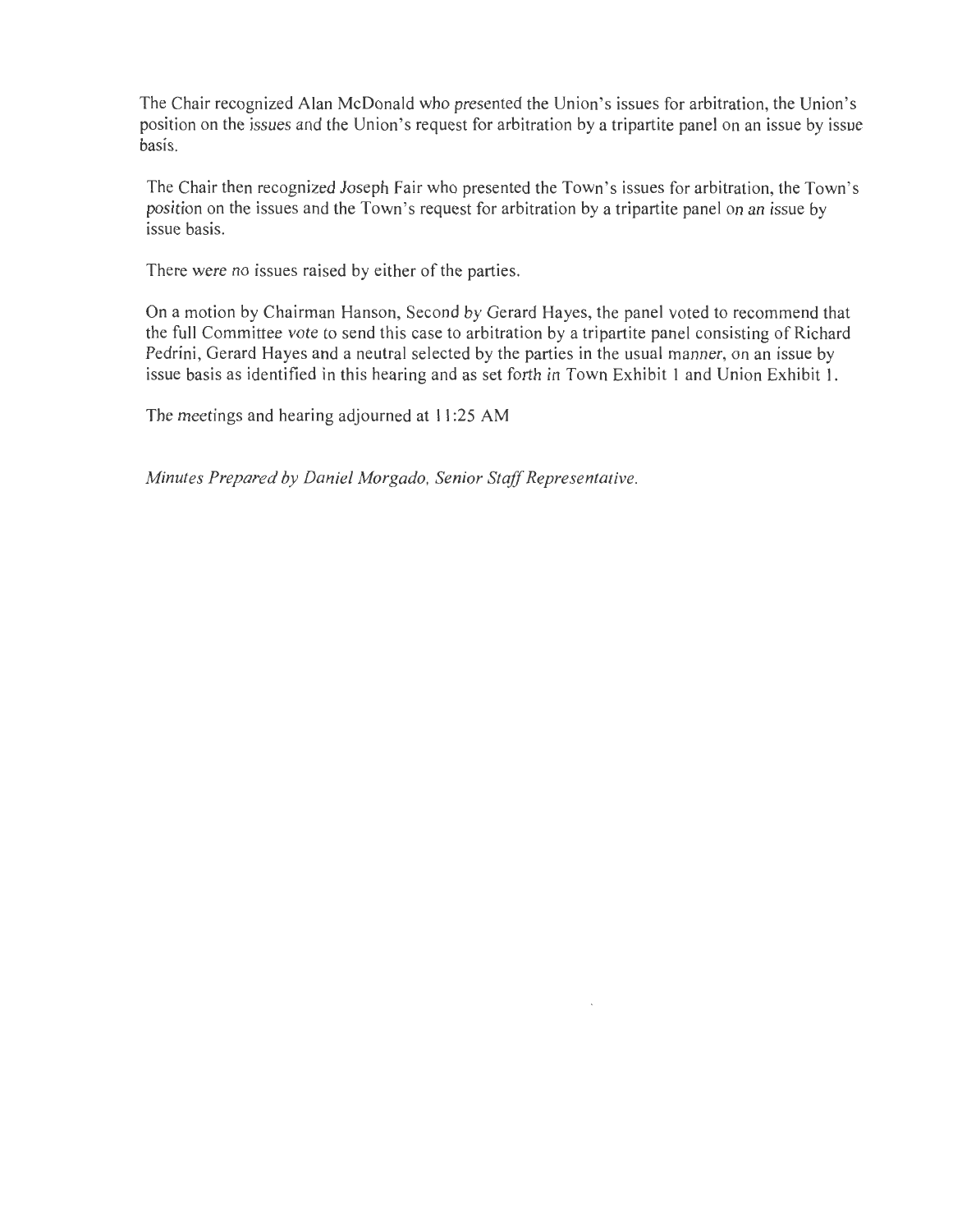The Chair recognized Alan McDonald who presented the Union's issues for arbitration, the Union's position on the issues and the Union's request for arbitration by a tripartite panel on an issue by issue basis.

The Chair then recognized Joseph Fair who presented the Town's issues for arbitration, the Town's position on the issues and the Town's request for arbitration by a tripartite panel on an issue by issue basis.

There were no issues raised by either of the parties.

On a motion by Chairman Hanson, Second by Gerard Hayes, the panel voted to recommend that the full Committee vote to send this case to arbitration by a tripartite panel consisting of Richard Pedrini, Gerard Hayes and a neutral selected by the parties in the usual manner, on an issue by issue basis as identified in this hearing and as set forth in Town Exhibit 1 and Union Exhibit 1.

The meetings and hearing adjourned at 11:25 AM

*Minutes Prepared by Daniel Morgado, Senior Staff Representative.*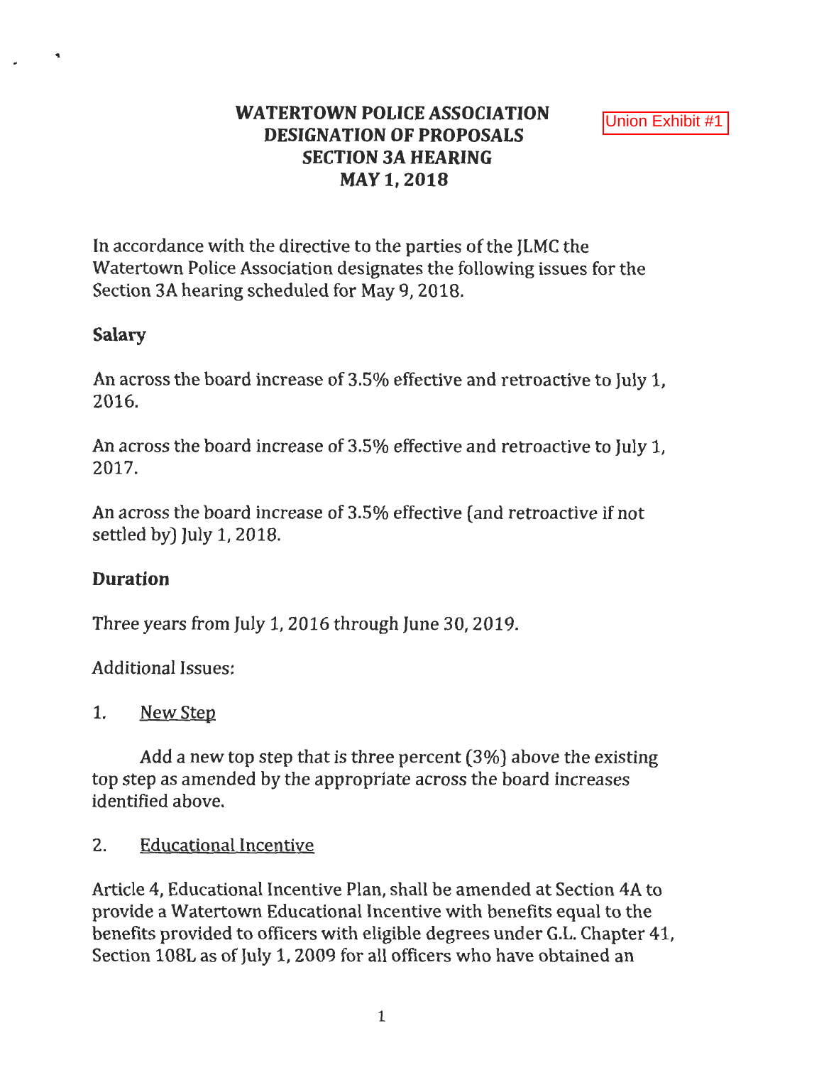# WATERTOWN POLICE ASSOCIATION DESIGNATION OF PROPOSALS SECTION 3A HEARING MAY 1, 2018

Union Exhibit #1

In accordance with the directive to the parties of the JLMC the Watertown Police Association designates the following issues for the Section 3A hearing scheduled for May 9, 2018.

## Salary

An across the board increase of 3.5% effective and retroactive to July 1, 2016.

An across the board increase of 3.5% effective and retroactive to July 1, 2017.

An across the board increase of 3.5% effective (and retroactive if not settled by) July 1, 2018.

## Duration

Three years from July 1, 2016 through June 30, 2019.

Additional Issues:

1. New Step

Add a new top step that is three percent (3%) above the existing top step as amended by the appropriate across the board increases identified above.

2. Educational Incentive

Article 4, Educational Incentive Plan, shall be amended at Section 4A to provide a Watertown Educational Incentive with benefits equal to the benefits provided to officers with eligible degrees under G.L. Chapter 41, Section 108L as of July 1, 2009 for all officers who have obtained an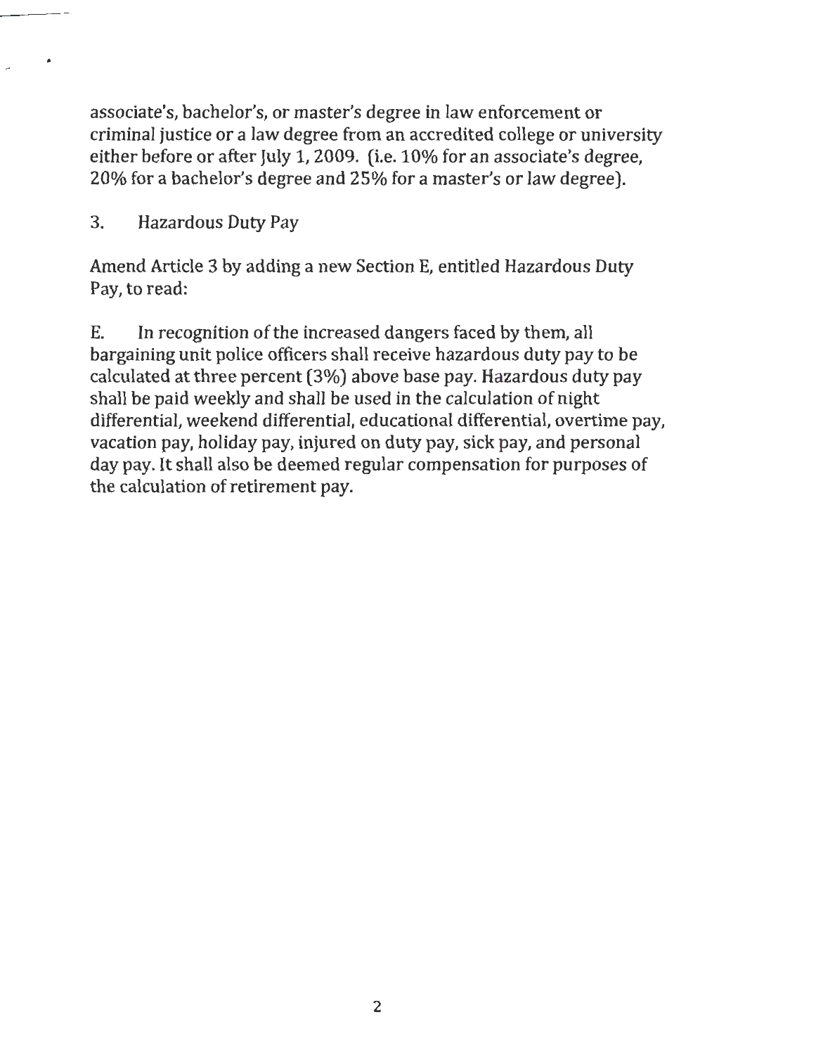associate's, bachelor's, or master's degree in law enforcement or criminal justice or a law degree from an accredited college or university either before or after July 1, 2009. (i.e. 10% for an associate's degree, 20% for a bachelor's degree and 25% for a master's or law degree).

3. Hazardous Duty Pay

Amend Article 3 by adding a new Section E, entitled Hazardous Duty Pay, to read:

E. In recognition of the increased dangers faced by them, all bargaining unit police officers shall receive hazardous duty pay to be calculated at three percent (3%) above base pay. Hazardous duty pay shall be paid weekly and shall be used in the calculation of night differential, weekend differential, educational differential, overtime pay, vacation pay, holiday pay, injured on duty pay, sick pay, and personal day pay. It shall also be deemed regular compensation for purposes of the calculation of retirement pay.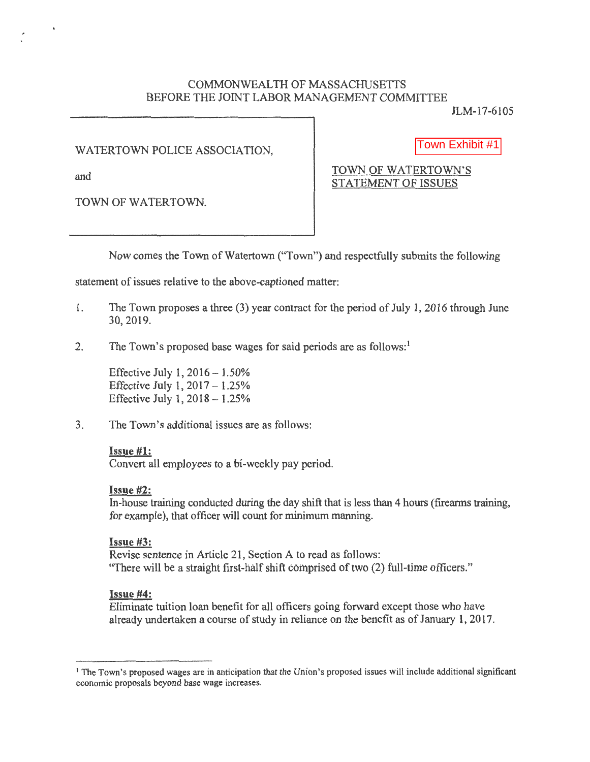COMMONWEALTH OF MASSACHUSETTS
BEFORE THE JOINT LABOR MANAGEMENT COMMITTEE

JLM-17-6105

| | |
|---|---|
| WATERTOWN POLICE ASSOCIATION,<br><br>and<br><br>TOWN OF WATERTOWN. | Town Exhibit #1<br><br>TOWN OF WATERTOWN'S STATEMENT OF ISSUES |

Now comes the Town of Watertown ("Town") and respectfully submits the following statement of issues relative to the above-captioned matter:

1. The Town proposes a three (3) year contract for the period of July 1, 2016 through June 30, 2019.

2. The Town's proposed base wages for said periods are as follows:[1]

   Effective July 1, 2016 – 1.50%
   Effective July 1, 2017 – 1.25%
   Effective July 1, 2018 – 1.25%

3. The Town's additional issues are as follows:

   **Issue #1:**
   Convert all employees to a bi-weekly pay period.

   **Issue #2:**
   In-house training conducted during the day shift that is less than 4 hours (firearms training, for example), that officer will count for minimum manning.

   **Issue #3:**
   Revise sentence in Article 21, Section A to read as follows:
   "There will be a straight first-half shift comprised of two (2) full-time officers."

   **Issue #4:**
   Eliminate tuition loan benefit for all officers going forward except those who have already undertaken a course of study in reliance on the benefit as of January 1, 2017.

---

[1] The Town's proposed wages are in anticipation that the Union's proposed issues will include additional significant economic proposals beyond base wage increases.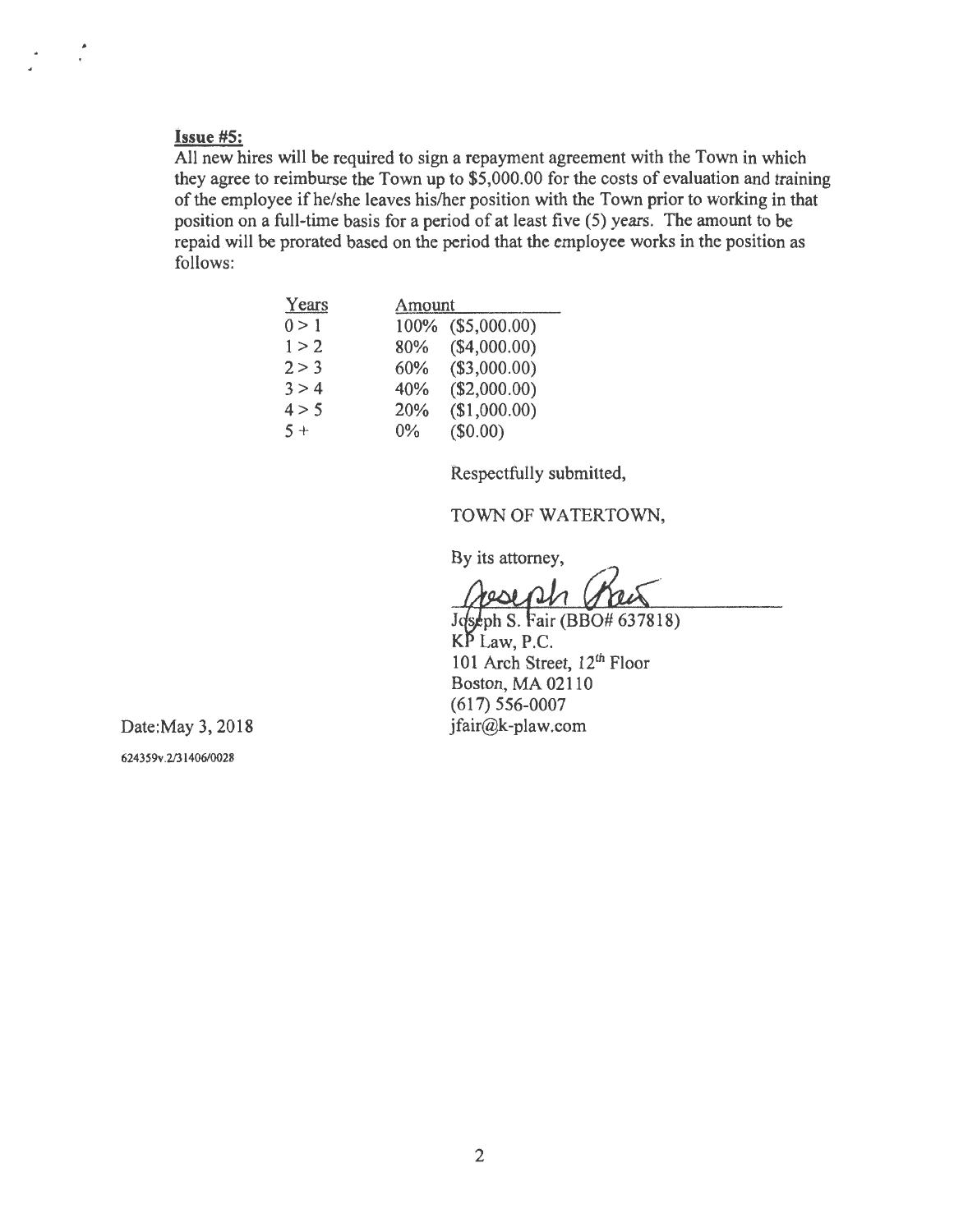**Issue #5:**

All new hires will be required to sign a repayment agreement with the Town in which they agree to reimburse the Town up to $5,000.00 for the costs of evaluation and training of the employee if he/she leaves his/her position with the Town prior to working in that position on a full-time basis for a period of at least five (5) years. The amount to be repaid will be prorated based on the period that the employee works in the position as follows:

| Years | Amount | |
|---|---|---|
| 0 > 1 | 100% | ($5,000.00) |
| 1 > 2 | 80% | ($4,000.00) |
| 2 > 3 | 60% | ($3,000.00) |
| 3 > 4 | 40% | ($2,000.00) |
| 4 > 5 | 20% | ($1,000.00) |
| 5 + | 0% | ($0.00) |

Respectfully submitted,

TOWN OF WATERTOWN,

By its attorney,

Joseph S. Fair (BBO# 637818)
KP Law, P.C.
101 Arch Street, 12th Floor
Boston, MA 02110
(617) 556-0007
jfair@k-plaw.com

Date: May 3, 2018

624359v.2/31406/0028